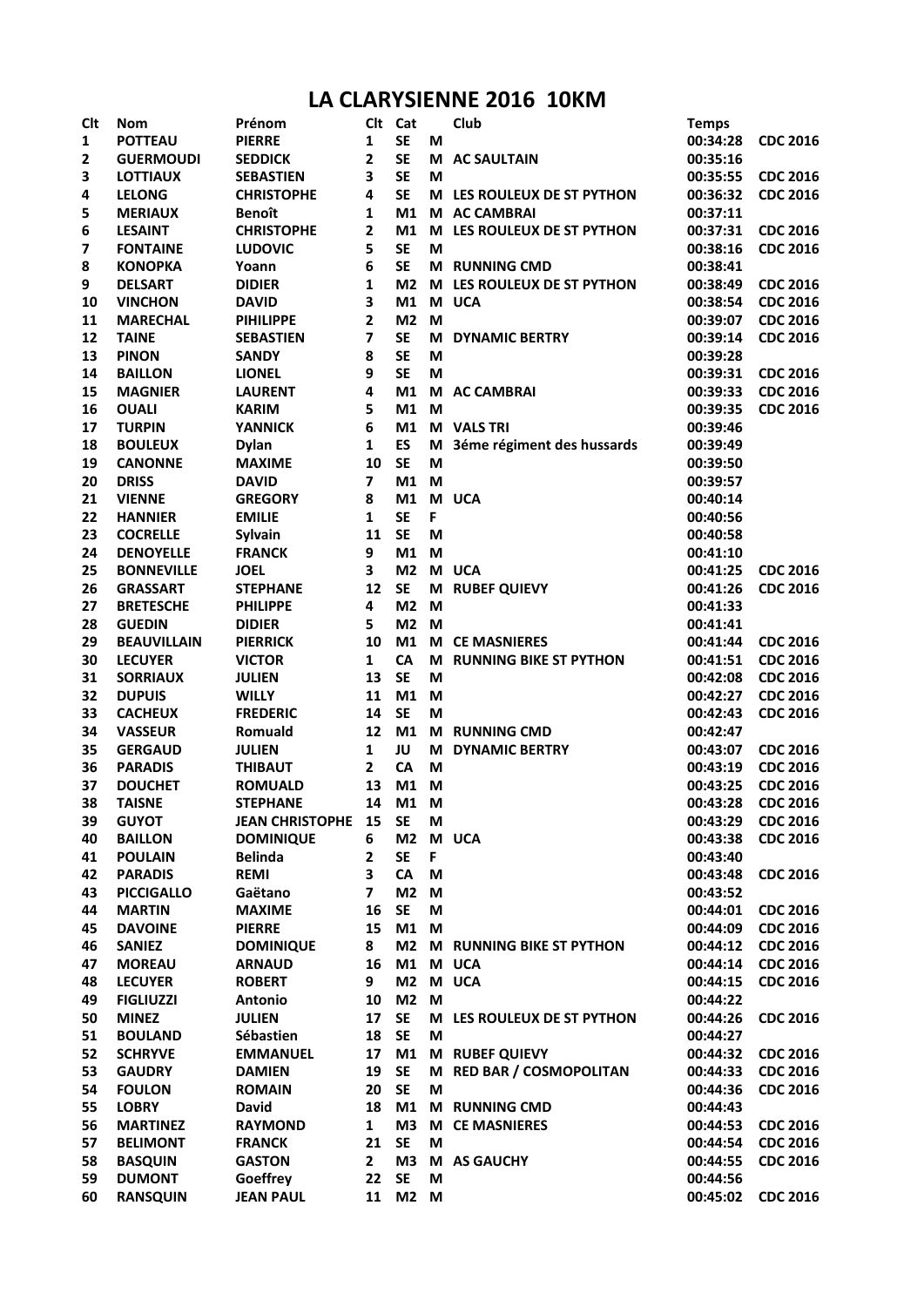# LA CLARYSIENNE 2016 10KM

| Clt | Nom | Prénom | Clt | Cat | | Club | Temps | |
|---|---|---|---|---|---|---|---|---|
| 1 | POTTEAU | PIERRE | 1 | SE | M | | 00:34:28 | CDC 2016 |
| 2 | GUERMOUDI | SEDDICK | 2 | SE | M | AC SAULTAIN | 00:35:16 | |
| 3 | LOTTIAUX | SEBASTIEN | 3 | SE | M | | 00:35:55 | CDC 2016 |
| 4 | LELONG | CHRISTOPHE | 4 | SE | M | LES ROULEUX DE ST PYTHON | 00:36:32 | CDC 2016 |
| 5 | MERIAUX | Benoît | 1 | M1 | M | AC CAMBRAI | 00:37:11 | |
| 6 | LESAINT | CHRISTOPHE | 2 | M1 | M | LES ROULEUX DE ST PYTHON | 00:37:31 | CDC 2016 |
| 7 | FONTAINE | LUDOVIC | 5 | SE | M | | 00:38:16 | CDC 2016 |
| 8 | KONOPKA | Yoann | 6 | SE | M | RUNNING CMD | 00:38:41 | |
| 9 | DELSART | DIDIER | 1 | M2 | M | LES ROULEUX DE ST PYTHON | 00:38:49 | CDC 2016 |
| 10 | VINCHON | DAVID | 3 | M1 | M | UCA | 00:38:54 | CDC 2016 |
| 11 | MARECHAL | PIHILIPPE | 2 | M2 | M | | 00:39:07 | CDC 2016 |
| 12 | TAINE | SEBASTIEN | 7 | SE | M | DYNAMIC BERTRY | 00:39:14 | CDC 2016 |
| 13 | PINON | SANDY | 8 | SE | M | | 00:39:28 | |
| 14 | BAILLON | LIONEL | 9 | SE | M | | 00:39:31 | CDC 2016 |
| 15 | MAGNIER | LAURENT | 4 | M1 | M | AC CAMBRAI | 00:39:33 | CDC 2016 |
| 16 | OUALI | KARIM | 5 | M1 | M | | 00:39:35 | CDC 2016 |
| 17 | TURPIN | YANNICK | 6 | M1 | M | VALS TRI | 00:39:46 | |
| 18 | BOULEUX | Dylan | 1 | ES | M | 3éme régiment des hussards | 00:39:49 | |
| 19 | CANONNE | MAXIME | 10 | SE | M | | 00:39:50 | |
| 20 | DRISS | DAVID | 7 | M1 | M | | 00:39:57 | |
| 21 | VIENNE | GREGORY | 8 | M1 | M | UCA | 00:40:14 | |
| 22 | HANNIER | EMILIE | 1 | SE | F | | 00:40:56 | |
| 23 | COCRELLE | Sylvain | 11 | SE | M | | 00:40:58 | |
| 24 | DENOYELLE | FRANCK | 9 | M1 | M | | 00:41:10 | |
| 25 | BONNEVILLE | JOEL | 3 | M2 | M | UCA | 00:41:25 | CDC 2016 |
| 26 | GRASSART | STEPHANE | 12 | SE | M | RUBEF QUIEVY | 00:41:26 | CDC 2016 |
| 27 | BRETESCHE | PHILIPPE | 4 | M2 | M | | 00:41:33 | |
| 28 | GUEDIN | DIDIER | 5 | M2 | M | | 00:41:41 | |
| 29 | BEAUVILLAIN | PIERRICK | 10 | M1 | M | CE MASNIERES | 00:41:44 | CDC 2016 |
| 30 | LECUYER | VICTOR | 1 | CA | M | RUNNING BIKE ST PYTHON | 00:41:51 | CDC 2016 |
| 31 | SORRIAUX | JULIEN | 13 | SE | M | | 00:42:08 | CDC 2016 |
| 32 | DUPUIS | WILLY | 11 | M1 | M | | 00:42:27 | CDC 2016 |
| 33 | CACHEUX | FREDERIC | 14 | SE | M | | 00:42:43 | CDC 2016 |
| 34 | VASSEUR | Romuald | 12 | M1 | M | RUNNING CMD | 00:42:47 | |
| 35 | GERGAUD | JULIEN | 1 | JU | M | DYNAMIC BERTRY | 00:43:07 | CDC 2016 |
| 36 | PARADIS | THIBAUT | 2 | CA | M | | 00:43:19 | CDC 2016 |
| 37 | DOUCHET | ROMUALD | 13 | M1 | M | | 00:43:25 | CDC 2016 |
| 38 | TAISNE | STEPHANE | 14 | M1 | M | | 00:43:28 | CDC 2016 |
| 39 | GUYOT | JEAN CHRISTOPHE | 15 | SE | M | | 00:43:29 | CDC 2016 |
| 40 | BAILLON | DOMINIQUE | 6 | M2 | M | UCA | 00:43:38 | CDC 2016 |
| 41 | POULAIN | Belinda | 2 | SE | F | | 00:43:40 | |
| 42 | PARADIS | REMI | 3 | CA | M | | 00:43:48 | CDC 2016 |
| 43 | PICCIGALLO | Gaëtano | 7 | M2 | M | | 00:43:52 | |
| 44 | MARTIN | MAXIME | 16 | SE | M | | 00:44:01 | CDC 2016 |
| 45 | DAVOINE | PIERRE | 15 | M1 | M | | 00:44:09 | CDC 2016 |
| 46 | SANIEZ | DOMINIQUE | 8 | M2 | M | RUNNING BIKE ST PYTHON | 00:44:12 | CDC 2016 |
| 47 | MOREAU | ARNAUD | 16 | M1 | M | UCA | 00:44:14 | CDC 2016 |
| 48 | LECUYER | ROBERT | 9 | M2 | M | UCA | 00:44:15 | CDC 2016 |
| 49 | FIGLIUZZI | Antonio | 10 | M2 | M | | 00:44:22 | |
| 50 | MINEZ | JULIEN | 17 | SE | M | LES ROULEUX DE ST PYTHON | 00:44:26 | CDC 2016 |
| 51 | BOULAND | Sébastien | 18 | SE | M | | 00:44:27 | |
| 52 | SCHRYVE | EMMANUEL | 17 | M1 | M | RUBEF QUIEVY | 00:44:32 | CDC 2016 |
| 53 | GAUDRY | DAMIEN | 19 | SE | M | RED BAR / COSMOPOLITAN | 00:44:33 | CDC 2016 |
| 54 | FOULON | ROMAIN | 20 | SE | M | | 00:44:36 | CDC 2016 |
| 55 | LOBRY | David | 18 | M1 | M | RUNNING CMD | 00:44:43 | |
| 56 | MARTINEZ | RAYMOND | 1 | M3 | M | CE MASNIERES | 00:44:53 | CDC 2016 |
| 57 | BELIMONT | FRANCK | 21 | SE | M | | 00:44:54 | CDC 2016 |
| 58 | BASQUIN | GASTON | 2 | M3 | M | AS GAUCHY | 00:44:55 | CDC 2016 |
| 59 | DUMONT | Goeffrey | 22 | SE | M | | 00:44:56 | |
| 60 | RANSQUIN | JEAN PAUL | 11 | M2 | M | | 00:45:02 | CDC 2016 |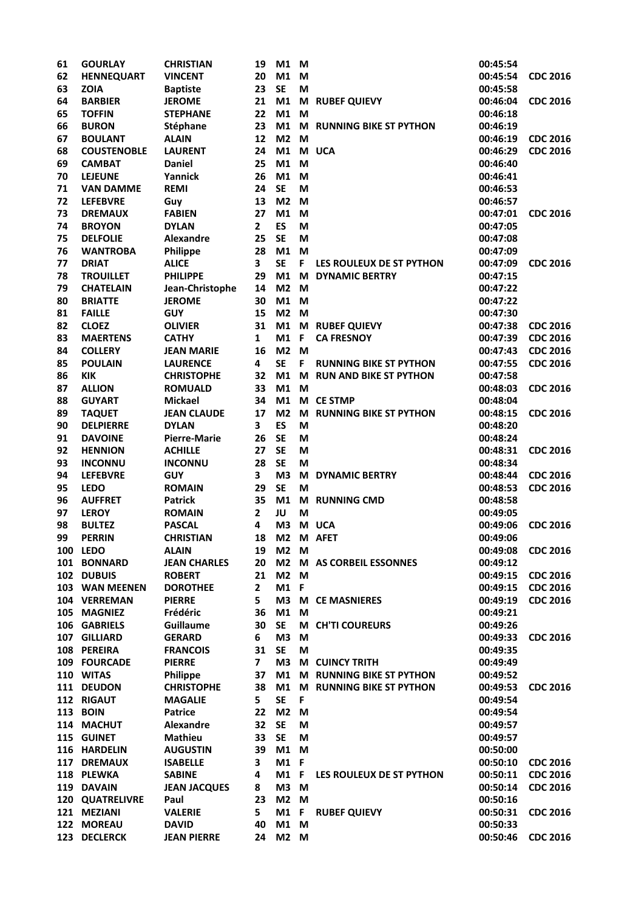| | | | | | | | | |
|---|---|---|---|---|---|---|---|---|
| 61 | GOURLAY | CHRISTIAN | 19 | M1 | M | | 00:45:54 | |
| 62 | HENNEQUART | VINCENT | 20 | M1 | M | | 00:45:54 | CDC 2016 |
| 63 | ZOIA | Baptiste | 23 | SE | M | | 00:45:58 | |
| 64 | BARBIER | JEROME | 21 | M1 | M | RUBEF QUIEVY | 00:46:04 | CDC 2016 |
| 65 | TOFFIN | STEPHANE | 22 | M1 | M | | 00:46:18 | |
| 66 | BURON | Stéphane | 23 | M1 | M | RUNNING BIKE ST PYTHON | 00:46:19 | |
| 67 | BOULANT | ALAIN | 12 | M2 | M | | 00:46:19 | CDC 2016 |
| 68 | COUSTENOBLE | LAURENT | 24 | M1 | M | UCA | 00:46:29 | CDC 2016 |
| 69 | CAMBAT | Daniel | 25 | M1 | M | | 00:46:40 | |
| 70 | LEJEUNE | Yannick | 26 | M1 | M | | 00:46:41 | |
| 71 | VAN DAMME | REMI | 24 | SE | M | | 00:46:53 | |
| 72 | LEFEBVRE | Guy | 13 | M2 | M | | 00:46:57 | |
| 73 | DREMAUX | FABIEN | 27 | M1 | M | | 00:47:01 | CDC 2016 |
| 74 | BROYON | DYLAN | 2 | ES | M | | 00:47:05 | |
| 75 | DELFOLIE | Alexandre | 25 | SE | M | | 00:47:08 | |
| 76 | WANTROBA | Philippe | 28 | M1 | M | | 00:47:09 | |
| 77 | DRIAT | ALICE | 3 | SE | F | LES ROULEUX DE ST PYTHON | 00:47:09 | CDC 2016 |
| 78 | TROUILLET | PHILIPPE | 29 | M1 | M | DYNAMIC BERTRY | 00:47:15 | |
| 79 | CHATELAIN | Jean-Christophe | 14 | M2 | M | | 00:47:22 | |
| 80 | BRIATTE | JEROME | 30 | M1 | M | | 00:47:22 | |
| 81 | FAILLE | GUY | 15 | M2 | M | | 00:47:30 | |
| 82 | CLOEZ | OLIVIER | 31 | M1 | M | RUBEF QUIEVY | 00:47:38 | CDC 2016 |
| 83 | MAERTENS | CATHY | 1 | M1 | F | CA FRESNOY | 00:47:39 | CDC 2016 |
| 84 | COLLERY | JEAN MARIE | 16 | M2 | M | | 00:47:43 | CDC 2016 |
| 85 | POULAIN | LAURENCE | 4 | SE | F | RUNNING BIKE ST PYTHON | 00:47:55 | CDC 2016 |
| 86 | KIK | CHRISTOPHE | 32 | M1 | M | RUN AND BIKE ST PYTHON | 00:47:58 | |
| 87 | ALLION | ROMUALD | 33 | M1 | M | | 00:48:03 | CDC 2016 |
| 88 | GUYART | Mickael | 34 | M1 | M | CE STMP | 00:48:04 | |
| 89 | TAQUET | JEAN CLAUDE | 17 | M2 | M | RUNNING BIKE ST PYTHON | 00:48:15 | CDC 2016 |
| 90 | DELPIERRE | DYLAN | 3 | ES | M | | 00:48:20 | |
| 91 | DAVOINE | Pierre-Marie | 26 | SE | M | | 00:48:24 | |
| 92 | HENNION | ACHILLE | 27 | SE | M | | 00:48:31 | CDC 2016 |
| 93 | INCONNU | INCONNU | 28 | SE | M | | 00:48:34 | |
| 94 | LEFEBVRE | GUY | 3 | M3 | M | DYNAMIC BERTRY | 00:48:44 | CDC 2016 |
| 95 | LEDO | ROMAIN | 29 | SE | M | | 00:48:53 | CDC 2016 |
| 96 | AUFFRET | Patrick | 35 | M1 | M | RUNNING CMD | 00:48:58 | |
| 97 | LEROY | ROMAIN | 2 | JU | M | | 00:49:05 | |
| 98 | BULTEZ | PASCAL | 4 | M3 | M | UCA | 00:49:06 | CDC 2016 |
| 99 | PERRIN | CHRISTIAN | 18 | M2 | M | AFET | 00:49:06 | |
| 100 | LEDO | ALAIN | 19 | M2 | M | | 00:49:08 | CDC 2016 |
| 101 | BONNARD | JEAN CHARLES | 20 | M2 | M | AS CORBEIL ESSONNES | 00:49:12 | |
| 102 | DUBUIS | ROBERT | 21 | M2 | M | | 00:49:15 | CDC 2016 |
| 103 | WAN MEENEN | DOROTHEE | 2 | M1 | F | | 00:49:15 | CDC 2016 |
| 104 | VERREMAN | PIERRE | 5 | M3 | M | CE MASNIERES | 00:49:19 | CDC 2016 |
| 105 | MAGNIEZ | Frédéric | 36 | M1 | M | | 00:49:21 | |
| 106 | GABRIELS | Guillaume | 30 | SE | M | CH'TI COUREURS | 00:49:26 | |
| 107 | GILLIARD | GERARD | 6 | M3 | M | | 00:49:33 | CDC 2016 |
| 108 | PEREIRA | FRANCOIS | 31 | SE | M | | 00:49:35 | |
| 109 | FOURCADE | PIERRE | 7 | M3 | M | CUINCY TRITH | 00:49:49 | |
| 110 | WITAS | Philippe | 37 | M1 | M | RUNNING BIKE ST PYTHON | 00:49:52 | |
| 111 | DEUDON | CHRISTOPHE | 38 | M1 | M | RUNNING BIKE ST PYTHON | 00:49:53 | CDC 2016 |
| 112 | RIGAUT | MAGALIE | 5 | SE | F | | 00:49:54 | |
| 113 | BOIN | Patrice | 22 | M2 | M | | 00:49:54 | |
| 114 | MACHUT | Alexandre | 32 | SE | M | | 00:49:57 | |
| 115 | GUINET | Mathieu | 33 | SE | M | | 00:49:57 | |
| 116 | HARDELIN | AUGUSTIN | 39 | M1 | M | | 00:50:00 | |
| 117 | DREMAUX | ISABELLE | 3 | M1 | F | | 00:50:10 | CDC 2016 |
| 118 | PLEWKA | SABINE | 4 | M1 | F | LES ROULEUX DE ST PYTHON | 00:50:11 | CDC 2016 |
| 119 | DAVAIN | JEAN JACQUES | 8 | M3 | M | | 00:50:14 | CDC 2016 |
| 120 | QUATRELIVRE | Paul | 23 | M2 | M | | 00:50:16 | |
| 121 | MEZIANI | VALERIE | 5 | M1 | F | RUBEF QUIEVY | 00:50:31 | CDC 2016 |
| 122 | MOREAU | DAVID | 40 | M1 | M | | 00:50:33 | |
| 123 | DECLERCK | JEAN PIERRE | 24 | M2 | M | | 00:50:46 | CDC 2016 |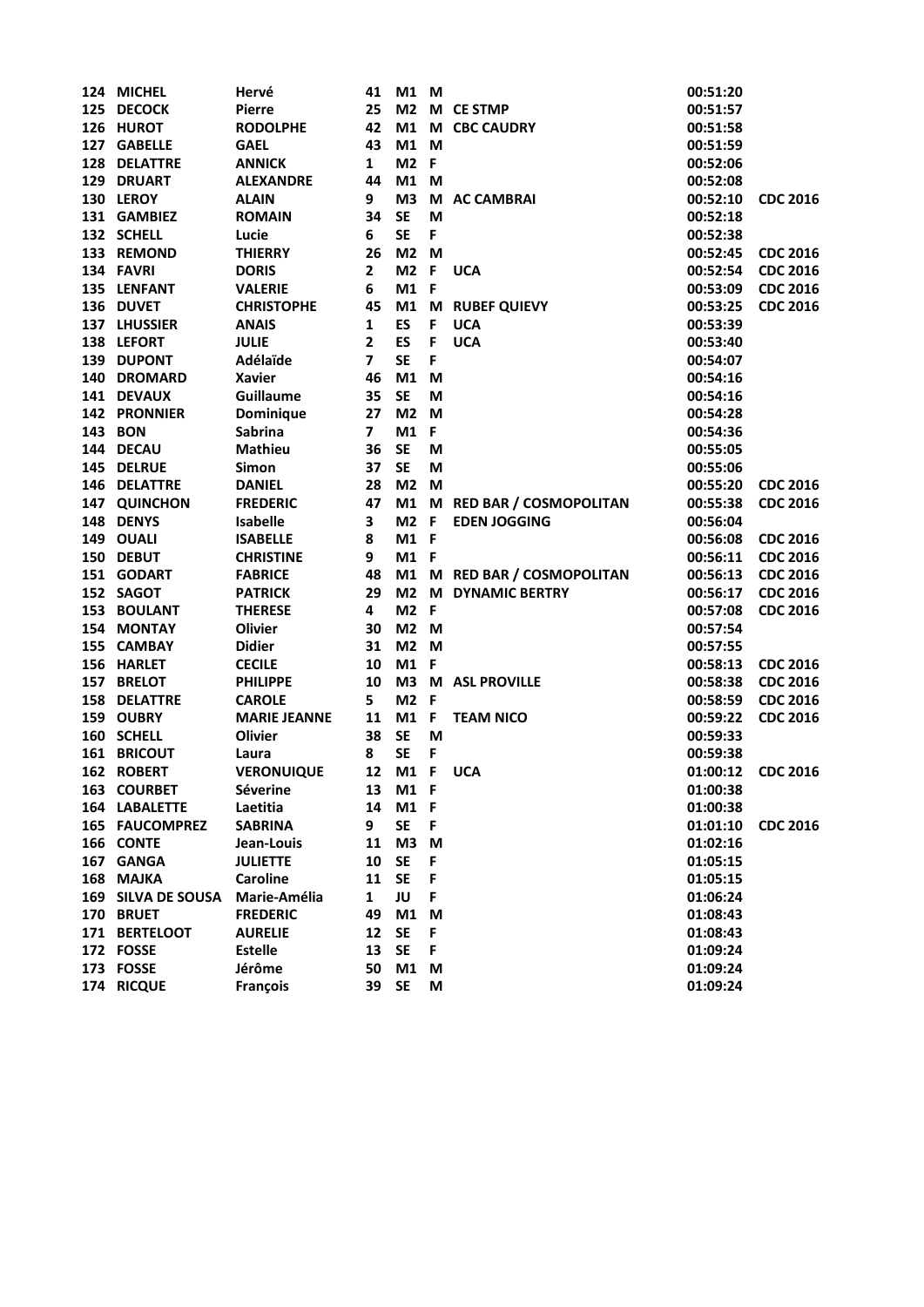| | | | | | | | | |
|---|---|---|---|---|---|---|---|---|
| 124 | MICHEL | Hervé | 41 | M1 | M | | 00:51:20 | |
| 125 | DECOCK | Pierre | 25 | M2 | M | CE STMP | 00:51:57 | |
| 126 | HUROT | RODOLPHE | 42 | M1 | M | CBC CAUDRY | 00:51:58 | |
| 127 | GABELLE | GAEL | 43 | M1 | M | | 00:51:59 | |
| 128 | DELATTRE | ANNICK | 1 | M2 | F | | 00:52:06 | |
| 129 | DRUART | ALEXANDRE | 44 | M1 | M | | 00:52:08 | |
| 130 | LEROY | ALAIN | 9 | M3 | M | AC CAMBRAI | 00:52:10 | CDC 2016 |
| 131 | GAMBIEZ | ROMAIN | 34 | SE | M | | 00:52:18 | |
| 132 | SCHELL | Lucie | 6 | SE | F | | 00:52:38 | |
| 133 | REMOND | THIERRY | 26 | M2 | M | | 00:52:45 | CDC 2016 |
| 134 | FAVRI | DORIS | 2 | M2 | F | UCA | 00:52:54 | CDC 2016 |
| 135 | LENFANT | VALERIE | 6 | M1 | F | | 00:53:09 | CDC 2016 |
| 136 | DUVET | CHRISTOPHE | 45 | M1 | M | RUBEF QUIEVY | 00:53:25 | CDC 2016 |
| 137 | LHUSSIER | ANAIS | 1 | ES | F | UCA | 00:53:39 | |
| 138 | LEFORT | JULIE | 2 | ES | F | UCA | 00:53:40 | |
| 139 | DUPONT | Adélaïde | 7 | SE | F | | 00:54:07 | |
| 140 | DROMARD | Xavier | 46 | M1 | M | | 00:54:16 | |
| 141 | DEVAUX | Guillaume | 35 | SE | M | | 00:54:16 | |
| 142 | PRONNIER | Dominique | 27 | M2 | M | | 00:54:28 | |
| 143 | BON | Sabrina | 7 | M1 | F | | 00:54:36 | |
| 144 | DECAU | Mathieu | 36 | SE | M | | 00:55:05 | |
| 145 | DELRUE | Simon | 37 | SE | M | | 00:55:06 | |
| 146 | DELATTRE | DANIEL | 28 | M2 | M | | 00:55:20 | CDC 2016 |
| 147 | QUINCHON | FREDERIC | 47 | M1 | M | RED BAR / COSMOPOLITAN | 00:55:38 | CDC 2016 |
| 148 | DENYS | Isabelle | 3 | M2 | F | EDEN JOGGING | 00:56:04 | |
| 149 | OUALI | ISABELLE | 8 | M1 | F | | 00:56:08 | CDC 2016 |
| 150 | DEBUT | CHRISTINE | 9 | M1 | F | | 00:56:11 | CDC 2016 |
| 151 | GODART | FABRICE | 48 | M1 | M | RED BAR / COSMOPOLITAN | 00:56:13 | CDC 2016 |
| 152 | SAGOT | PATRICK | 29 | M2 | M | DYNAMIC BERTRY | 00:56:17 | CDC 2016 |
| 153 | BOULANT | THERESE | 4 | M2 | F | | 00:57:08 | CDC 2016 |
| 154 | MONTAY | Olivier | 30 | M2 | M | | 00:57:54 | |
| 155 | CAMBAY | Didier | 31 | M2 | M | | 00:57:55 | |
| 156 | HARLET | CECILE | 10 | M1 | F | | 00:58:13 | CDC 2016 |
| 157 | BRELOT | PHILIPPE | 10 | M3 | M | ASL PROVILLE | 00:58:38 | CDC 2016 |
| 158 | DELATTRE | CAROLE | 5 | M2 | F | | 00:58:59 | CDC 2016 |
| 159 | OUBRY | MARIE JEANNE | 11 | M1 | F | TEAM NICO | 00:59:22 | CDC 2016 |
| 160 | SCHELL | Olivier | 38 | SE | M | | 00:59:33 | |
| 161 | BRICOUT | Laura | 8 | SE | F | | 00:59:38 | |
| 162 | ROBERT | VERONUIQUE | 12 | M1 | F | UCA | 01:00:12 | CDC 2016 |
| 163 | COURBET | Séverine | 13 | M1 | F | | 01:00:38 | |
| 164 | LABALETTE | Laetitia | 14 | M1 | F | | 01:00:38 | |
| 165 | FAUCOMPREZ | SABRINA | 9 | SE | F | | 01:01:10 | CDC 2016 |
| 166 | CONTE | Jean-Louis | 11 | M3 | M | | 01:02:16 | |
| 167 | GANGA | JULIETTE | 10 | SE | F | | 01:05:15 | |
| 168 | MAJKA | Caroline | 11 | SE | F | | 01:05:15 | |
| 169 | SILVA DE SOUSA | Marie-Amélia | 1 | JU | F | | 01:06:24 | |
| 170 | BRUET | FREDERIC | 49 | M1 | M | | 01:08:43 | |
| 171 | BERTELOOT | AURELIE | 12 | SE | F | | 01:08:43 | |
| 172 | FOSSE | Estelle | 13 | SE | F | | 01:09:24 | |
| 173 | FOSSE | Jérôme | 50 | M1 | M | | 01:09:24 | |
| 174 | RICQUE | François | 39 | SE | M | | 01:09:24 | |